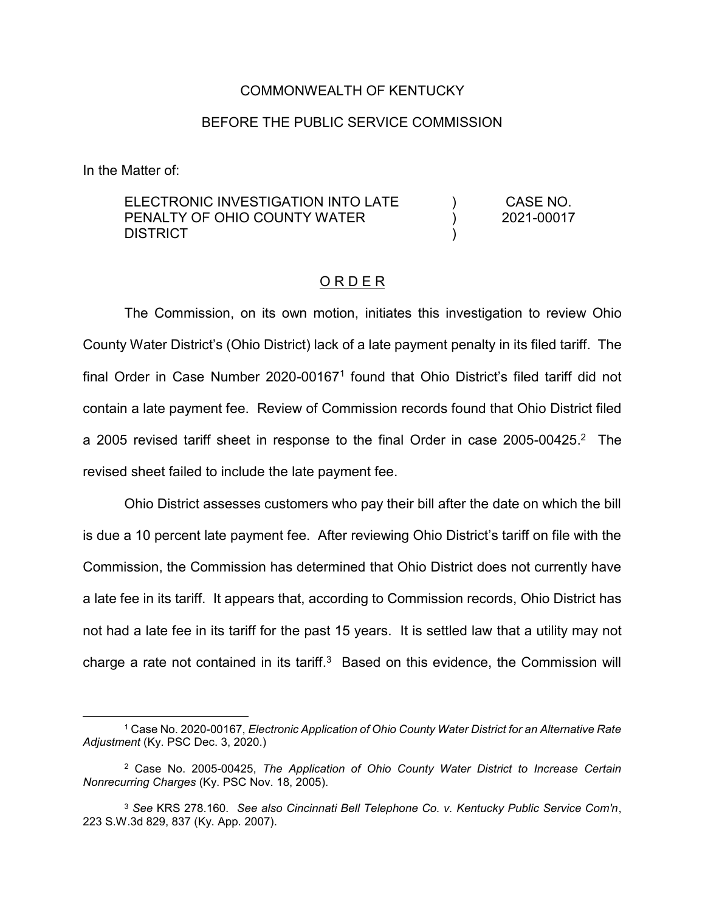COMMONWEALTH OF KENTUCKY

BEFORE THE PUBLIC SERVICE COMMISSION

In the Matter of:

| | | |
|---|---|---|
| ELECTRONIC INVESTIGATION INTO LATE PENALTY OF OHIO COUNTY WATER DISTRICT | ) ) ) | CASE NO. 2021-00017 |

## O R D E R

The Commission, on its own motion, initiates this investigation to review Ohio County Water District's (Ohio District) lack of a late payment penalty in its filed tariff. The final Order in Case Number 2020-00167[1] found that Ohio District's filed tariff did not contain a late payment fee. Review of Commission records found that Ohio District filed a 2005 revised tariff sheet in response to the final Order in case 2005-00425.[2] The revised sheet failed to include the late payment fee.

Ohio District assesses customers who pay their bill after the date on which the bill is due a 10 percent late payment fee. After reviewing Ohio District's tariff on file with the Commission, the Commission has determined that Ohio District does not currently have a late fee in its tariff. It appears that, according to Commission records, Ohio District has not had a late fee in its tariff for the past 15 years. It is settled law that a utility may not charge a rate not contained in its tariff.[3] Based on this evidence, the Commission will

---

[1] Case No. 2020-00167, *Electronic Application of Ohio County Water District for an Alternative Rate Adjustment* (Ky. PSC Dec. 3, 2020.)

[2] Case No. 2005-00425, *The Application of Ohio County Water District to Increase Certain Nonrecurring Charges* (Ky. PSC Nov. 18, 2005).

[3] *See* KRS 278.160. *See also Cincinnati Bell Telephone Co. v. Kentucky Public Service Com'n*, 223 S.W.3d 829, 837 (Ky. App. 2007).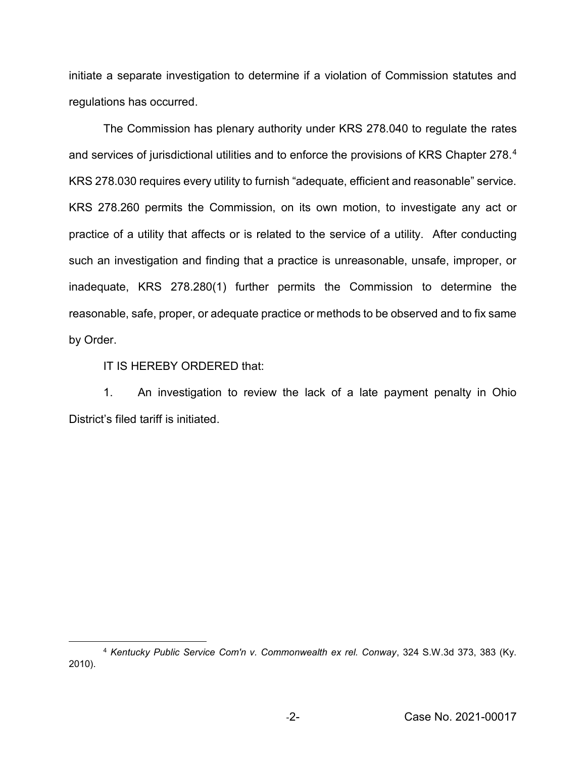initiate a separate investigation to determine if a violation of Commission statutes and regulations has occurred.

The Commission has plenary authority under KRS 278.040 to regulate the rates and services of jurisdictional utilities and to enforce the provisions of KRS Chapter 278.[4] KRS 278.030 requires every utility to furnish "adequate, efficient and reasonable" service. KRS 278.260 permits the Commission, on its own motion, to investigate any act or practice of a utility that affects or is related to the service of a utility. After conducting such an investigation and finding that a practice is unreasonable, unsafe, improper, or inadequate, KRS 278.280(1) further permits the Commission to determine the reasonable, safe, proper, or adequate practice or methods to be observed and to fix same by Order.

IT IS HEREBY ORDERED that:

1. An investigation to review the lack of a late payment penalty in Ohio District's filed tariff is initiated.

---

[4] *Kentucky Public Service Com'n v. Commonwealth ex rel. Conway*, 324 S.W.3d 373, 383 (Ky. 2010).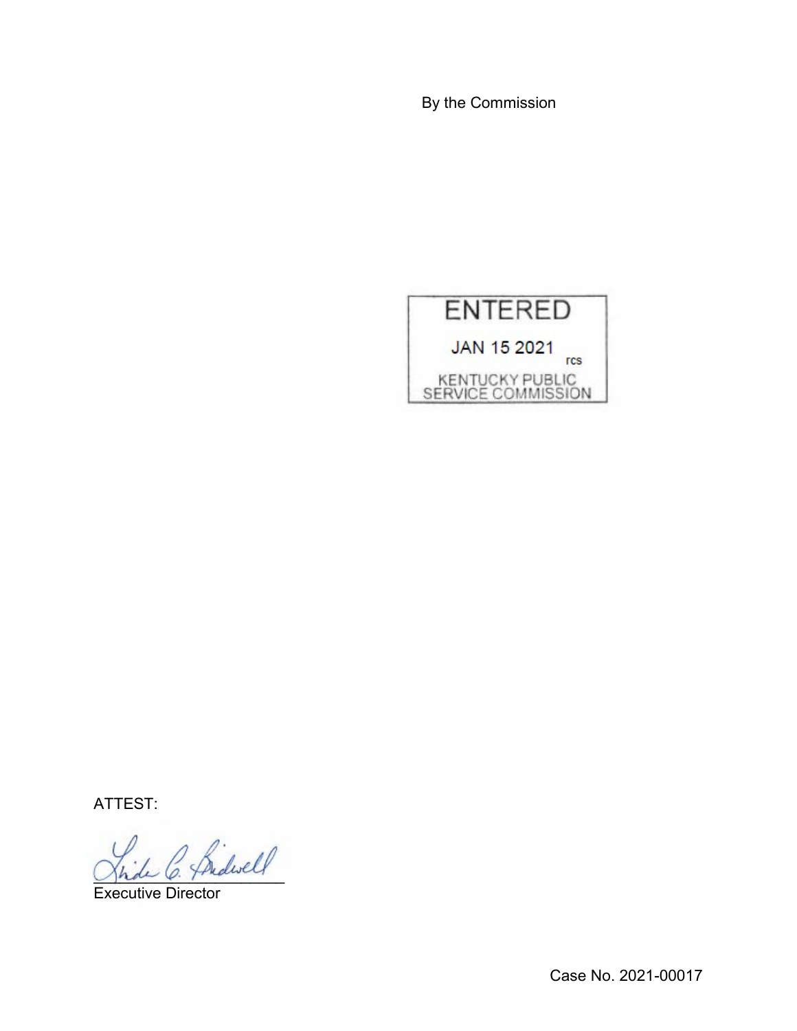By the Commission

ENTERED

JAN 15 2021

rcs

KENTUCKY PUBLIC SERVICE COMMISSION

ATTEST:

Executive Director

Case No. 2021-00017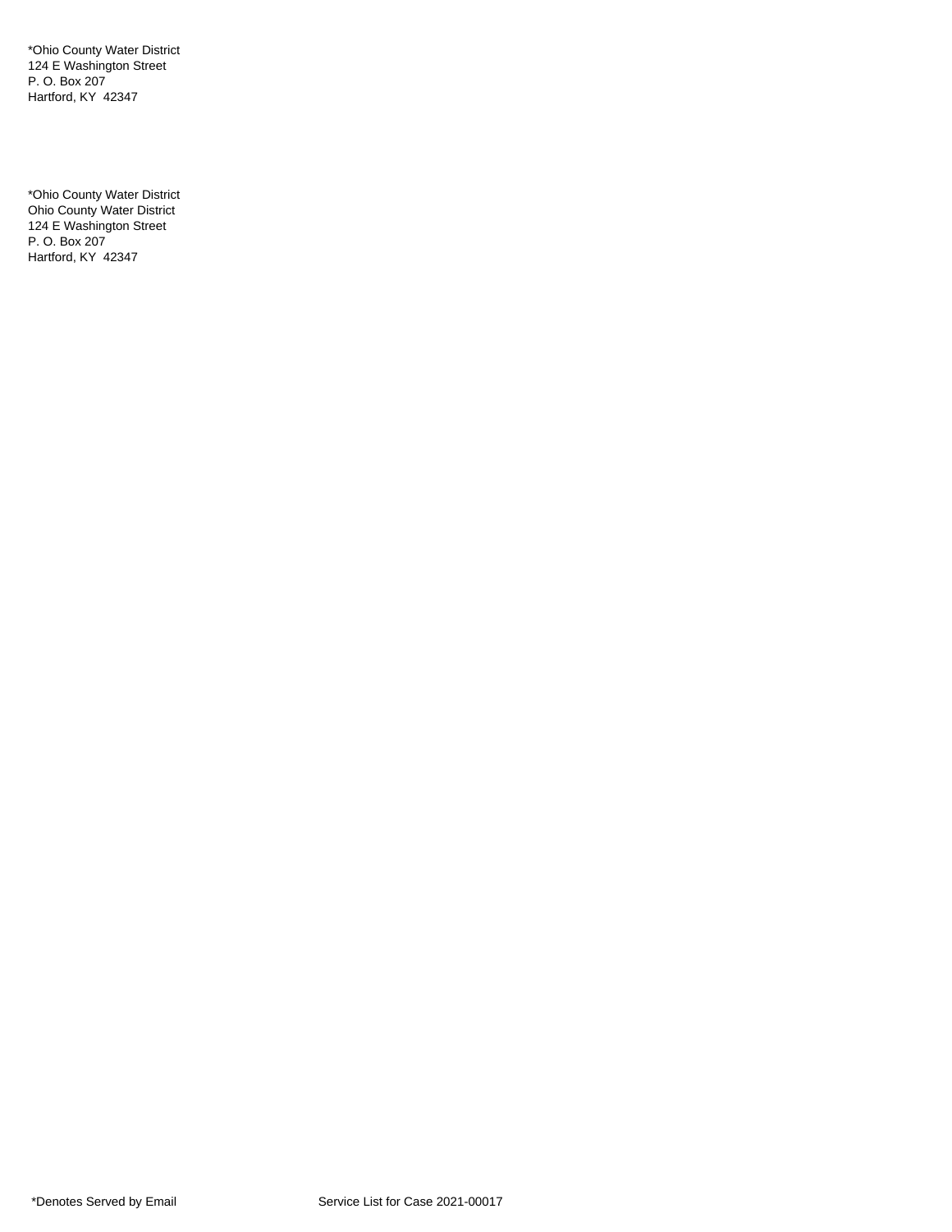*Ohio County Water District
124 E Washington Street
P. O. Box 207
Hartford, KY  42347

*Ohio County Water District
Ohio County Water District
124 E Washington Street
P. O. Box 207
Hartford, KY  42347

*Denotes Served by Email

Service List for Case 2021-00017